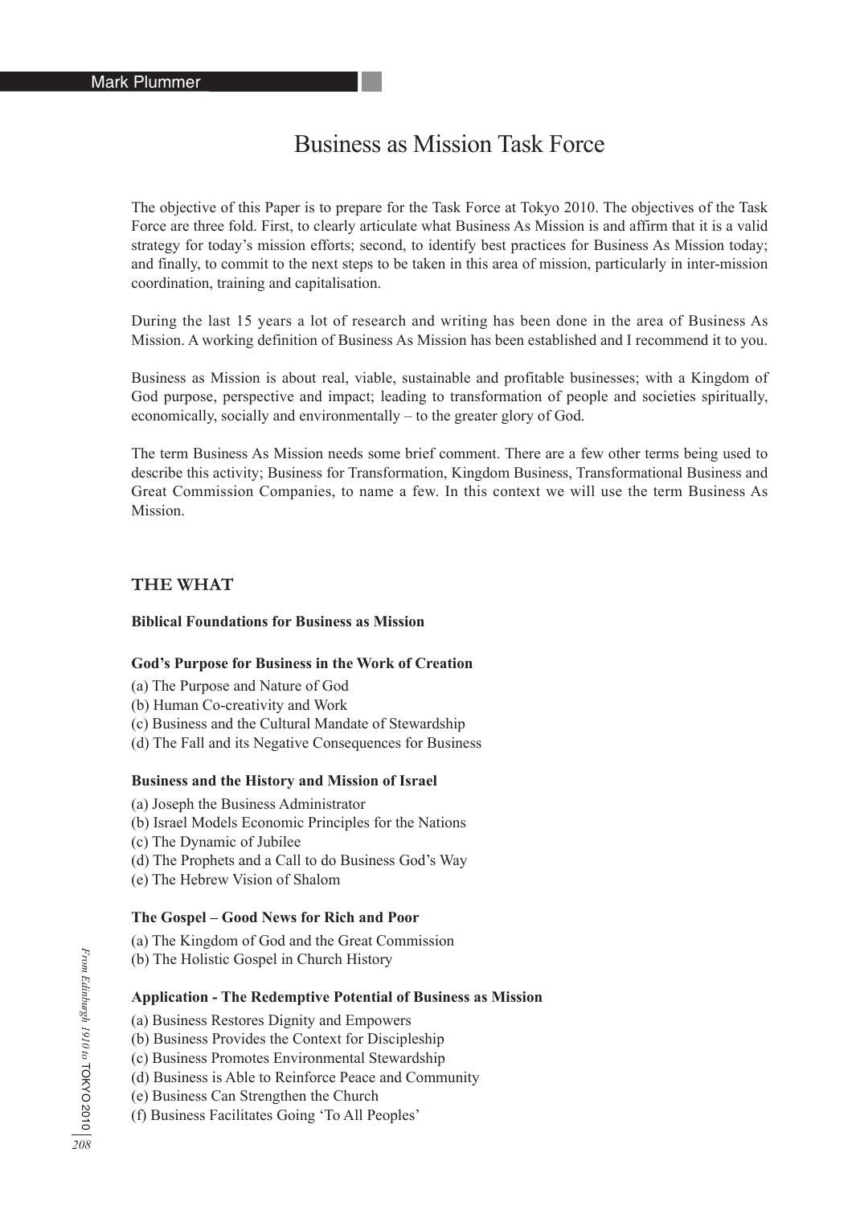# Business as Mission Task Force

The objective of this Paper is to prepare for the Task Force at Tokyo 2010. The objectives of the Task Force are three fold. First, to clearly articulate what Business As Mission is and affirm that it is a valid strategy for today's mission efforts; second, to identify best practices for Business As Mission today; and finally, to commit to the next steps to be taken in this area of mission, particularly in inter-mission coordination, training and capitalisation.

During the last 15 years a lot of research and writing has been done in the area of Business As Mission. A working definition of Business As Mission has been established and I recommend it to you.

Business as Mission is about real, viable, sustainable and profitable businesses; with a Kingdom of God purpose, perspective and impact; leading to transformation of people and societies spiritually, economically, socially and environmentally – to the greater glory of God.

The term Business As Mission needs some brief comment. There are a few other terms being used to describe this activity; Business for Transformation, Kingdom Business, Transformational Business and Great Commission Companies, to name a few. In this context we will use the term Business As Mission.

## THE WHAT

**Biblical Foundations for Business as Mission**

**God's Purpose for Business in the Work of Creation**

(a) The Purpose and Nature of God
(b) Human Co-creativity and Work
(c) Business and the Cultural Mandate of Stewardship
(d) The Fall and its Negative Consequences for Business

**Business and the History and Mission of Israel**

(a) Joseph the Business Administrator
(b) Israel Models Economic Principles for the Nations
(c) The Dynamic of Jubilee
(d) The Prophets and a Call to do Business God's Way
(e) The Hebrew Vision of Shalom

**The Gospel – Good News for Rich and Poor**

(a) The Kingdom of God and the Great Commission
(b) The Holistic Gospel in Church History

**Application - The Redemptive Potential of Business as Mission**

(a) Business Restores Dignity and Empowers
(b) Business Provides the Context for Discipleship
(c) Business Promotes Environmental Stewardship
(d) Business is Able to Reinforce Peace and Community
(e) Business Can Strengthen the Church
(f) Business Facilitates Going 'To All Peoples'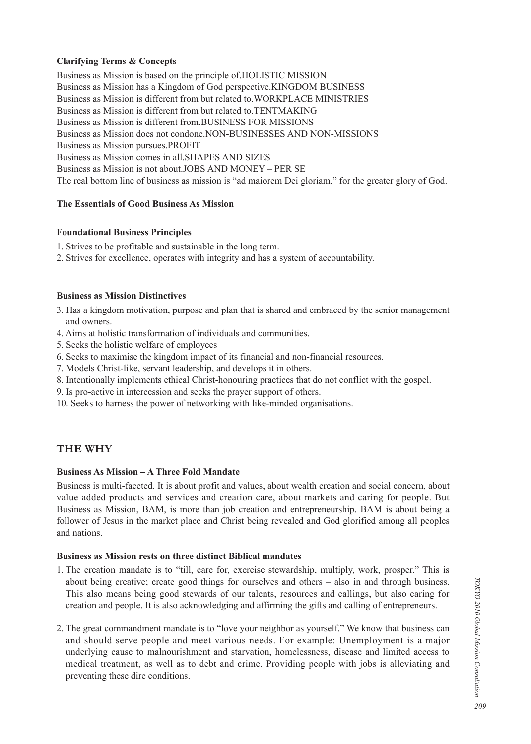#### Clarifying Terms & Concepts

Business as Mission is based on the principle of.HOLISTIC MISSION
Business as Mission has a Kingdom of God perspective.KINGDOM BUSINESS
Business as Mission is different from but related to.WORKPLACE MINISTRIES
Business as Mission is different from but related to.TENTMAKING
Business as Mission is different from.BUSINESS FOR MISSIONS
Business as Mission does not condone.NON-BUSINESSES AND NON-MISSIONS
Business as Mission pursues.PROFIT
Business as Mission comes in all.SHAPES AND SIZES
Business as Mission is not about.JOBS AND MONEY – PER SE
The real bottom line of business as mission is "ad maiorem Dei gloriam," for the greater glory of God.

#### The Essentials of Good Business As Mission

#### Foundational Business Principles

1. Strives to be profitable and sustainable in the long term.
2. Strives for excellence, operates with integrity and has a system of accountability.

#### Business as Mission Distinctives

3. Has a kingdom motivation, purpose and plan that is shared and embraced by the senior management and owners.
4. Aims at holistic transformation of individuals and communities.
5. Seeks the holistic welfare of employees
6. Seeks to maximise the kingdom impact of its financial and non-financial resources.
7. Models Christ-like, servant leadership, and develops it in others.
8. Intentionally implements ethical Christ-honouring practices that do not conflict with the gospel.
9. Is pro-active in intercession and seeks the prayer support of others.
10. Seeks to harness the power of networking with like-minded organisations.

## THE WHY

#### Business As Mission – A Three Fold Mandate

Business is multi-faceted. It is about profit and values, about wealth creation and social concern, about value added products and services and creation care, about markets and caring for people. But Business as Mission, BAM, is more than job creation and entrepreneurship. BAM is about being a follower of Jesus in the market place and Christ being revealed and God glorified among all peoples and nations.

#### Business as Mission rests on three distinct Biblical mandates

1. The creation mandate is to "till, care for, exercise stewardship, multiply, work, prosper." This is about being creative; create good things for ourselves and others – also in and through business. This also means being good stewards of our talents, resources and callings, but also caring for creation and people. It is also acknowledging and affirming the gifts and calling of entrepreneurs.

2. The great commandment mandate is to "love your neighbor as yourself." We know that business can and should serve people and meet various needs. For example: Unemployment is a major underlying cause to malnourishment and starvation, homelessness, disease and limited access to medical treatment, as well as to debt and crime. Providing people with jobs is alleviating and preventing these dire conditions.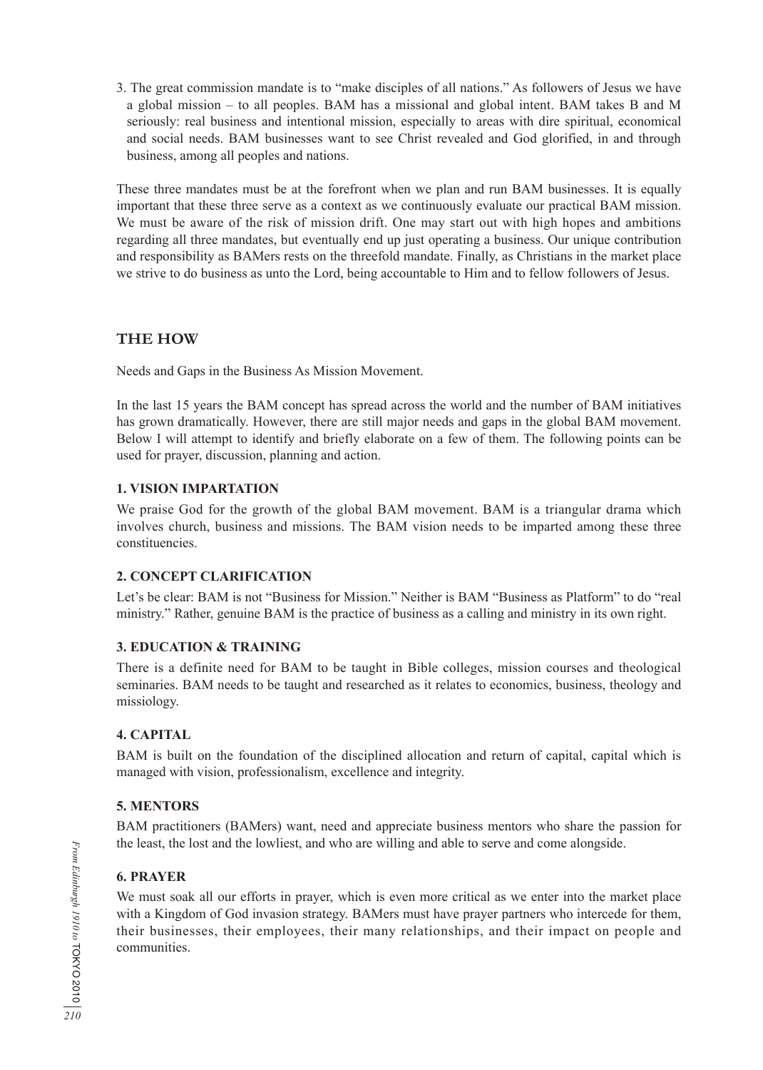3. The great commission mandate is to "make disciples of all nations." As followers of Jesus we have a global mission – to all peoples. BAM has a missional and global intent. BAM takes B and M seriously: real business and intentional mission, especially to areas with dire spiritual, economical and social needs. BAM businesses want to see Christ revealed and God glorified, in and through business, among all peoples and nations.

These three mandates must be at the forefront when we plan and run BAM businesses. It is equally important that these three serve as a context as we continuously evaluate our practical BAM mission. We must be aware of the risk of mission drift. One may start out with high hopes and ambitions regarding all three mandates, but eventually end up just operating a business. Our unique contribution and responsibility as BAMers rests on the threefold mandate. Finally, as Christians in the market place we strive to do business as unto the Lord, being accountable to Him and to fellow followers of Jesus.

## THE HOW

Needs and Gaps in the Business As Mission Movement.

In the last 15 years the BAM concept has spread across the world and the number of BAM initiatives has grown dramatically. However, there are still major needs and gaps in the global BAM movement. Below I will attempt to identify and briefly elaborate on a few of them. The following points can be used for prayer, discussion, planning and action.

### 1. VISION IMPARTATION

We praise God for the growth of the global BAM movement. BAM is a triangular drama which involves church, business and missions. The BAM vision needs to be imparted among these three constituencies.

### 2. CONCEPT CLARIFICATION

Let's be clear: BAM is not "Business for Mission." Neither is BAM "Business as Platform" to do "real ministry." Rather, genuine BAM is the practice of business as a calling and ministry in its own right.

### 3. EDUCATION & TRAINING

There is a definite need for BAM to be taught in Bible colleges, mission courses and theological seminaries. BAM needs to be taught and researched as it relates to economics, business, theology and missiology.

### 4. CAPITAL

BAM is built on the foundation of the disciplined allocation and return of capital, capital which is managed with vision, professionalism, excellence and integrity.

### 5. MENTORS

BAM practitioners (BAMers) want, need and appreciate business mentors who share the passion for the least, the lost and the lowliest, and who are willing and able to serve and come alongside.

### 6. PRAYER

We must soak all our efforts in prayer, which is even more critical as we enter into the market place with a Kingdom of God invasion strategy. BAMers must have prayer partners who intercede for them, their businesses, their employees, their many relationships, and their impact on people and communities.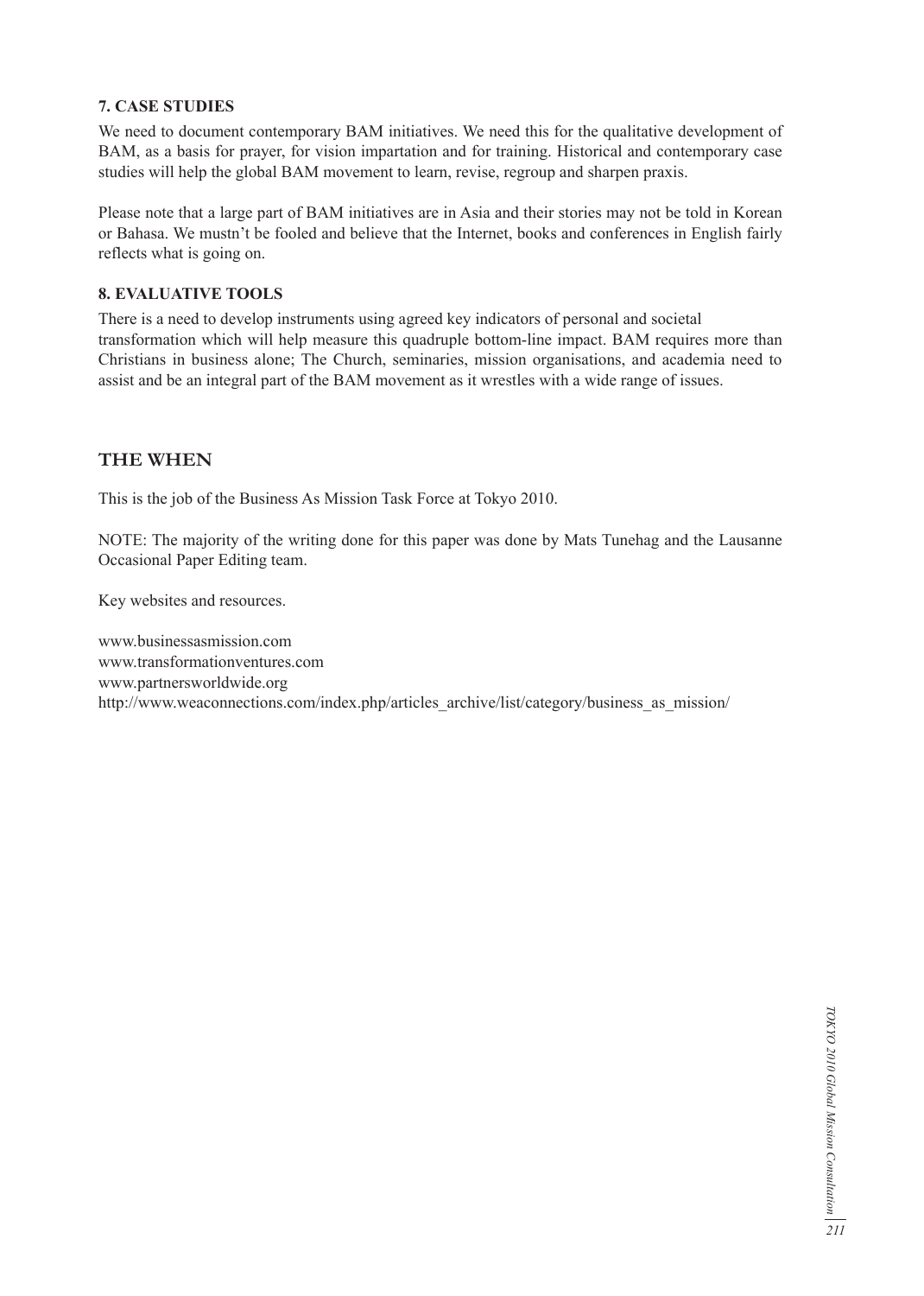#### 7. CASE STUDIES

We need to document contemporary BAM initiatives. We need this for the qualitative development of BAM, as a basis for prayer, for vision impartation and for training. Historical and contemporary case studies will help the global BAM movement to learn, revise, regroup and sharpen praxis.

Please note that a large part of BAM initiatives are in Asia and their stories may not be told in Korean or Bahasa. We mustn't be fooled and believe that the Internet, books and conferences in English fairly reflects what is going on.

#### 8. EVALUATIVE TOOLS

There is a need to develop instruments using agreed key indicators of personal and societal transformation which will help measure this quadruple bottom-line impact. BAM requires more than Christians in business alone; The Church, seminaries, mission organisations, and academia need to assist and be an integral part of the BAM movement as it wrestles with a wide range of issues.

## THE WHEN

This is the job of the Business As Mission Task Force at Tokyo 2010.

NOTE: The majority of the writing done for this paper was done by Mats Tunehag and the Lausanne Occasional Paper Editing team.

Key websites and resources.

www.businessasmission.com
www.transformationventures.com
www.partnersworldwide.org
http://www.weaconnections.com/index.php/articles_archive/list/category/business_as_mission/